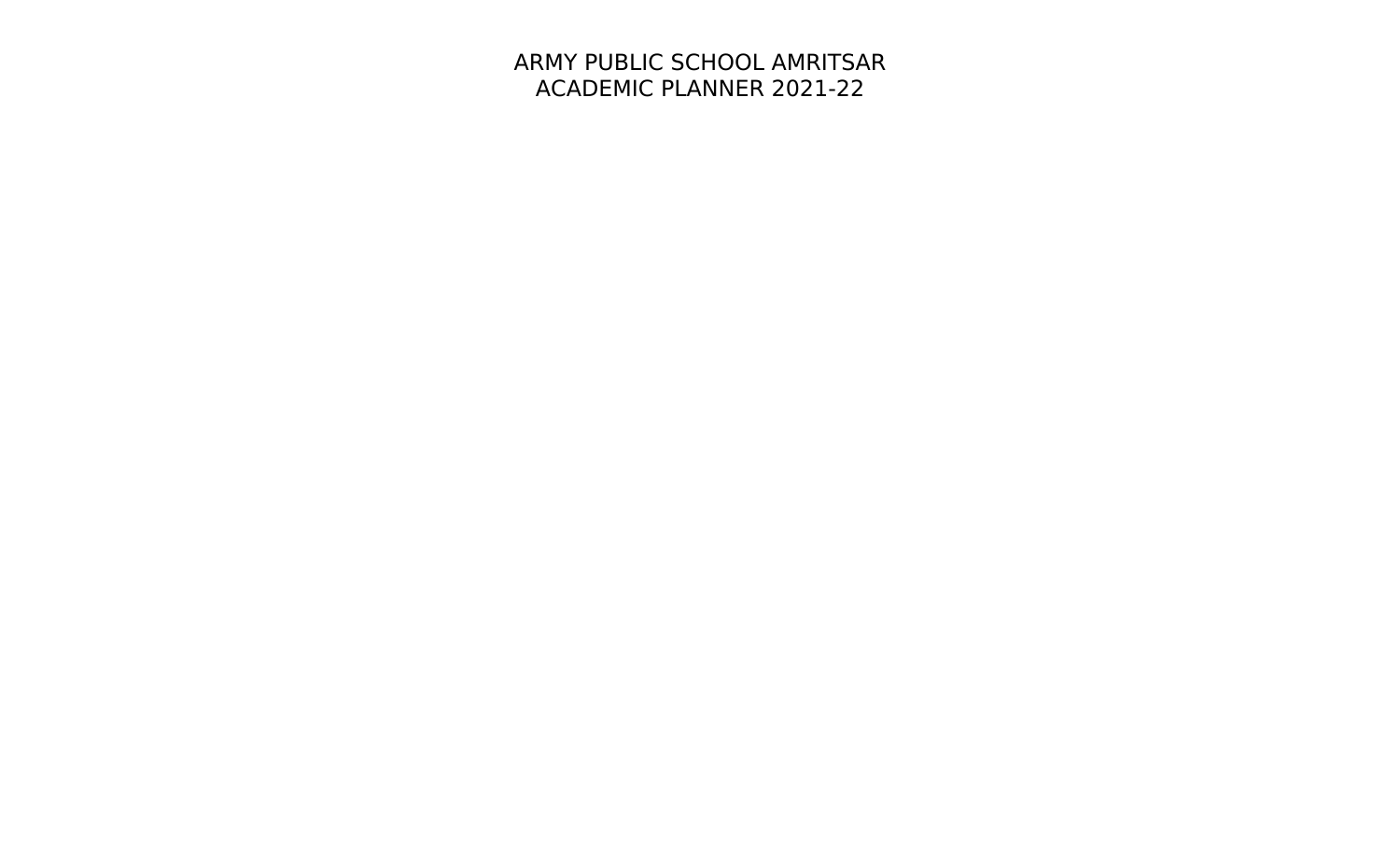# ARMY PUBLIC SCHOOL AMRITSAR
## ACADEMIC PLANNER 2021-22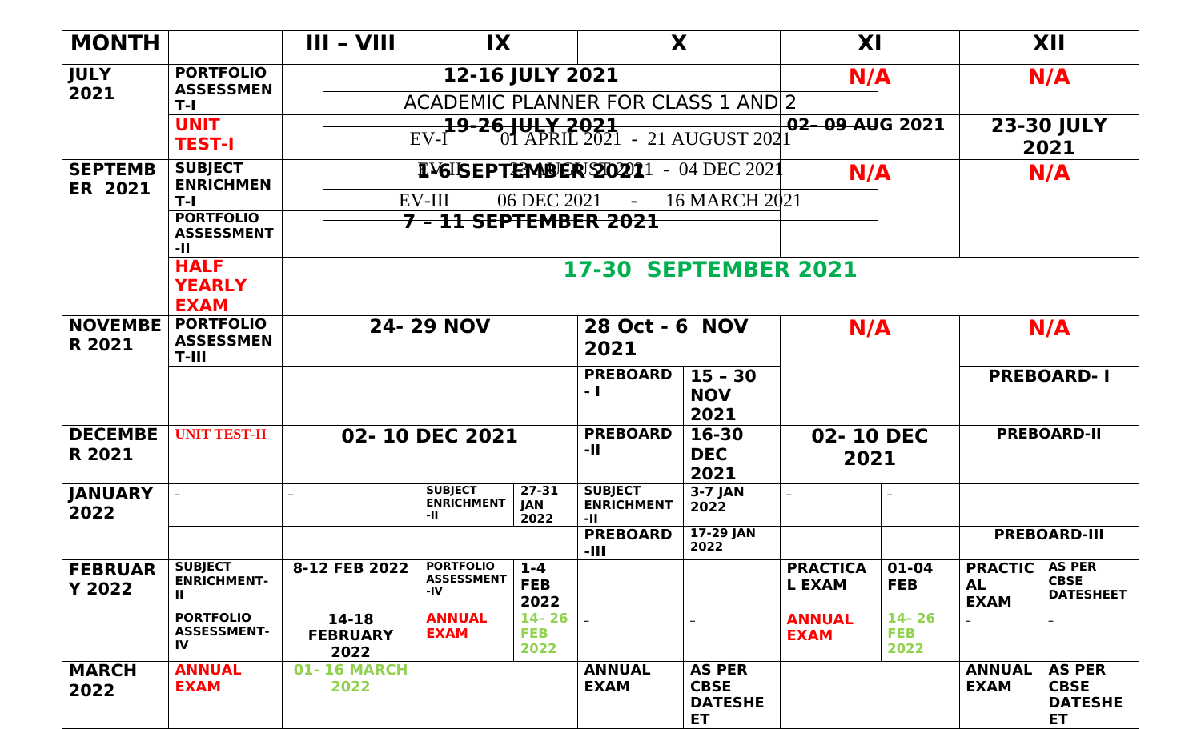| MONTH | | III – VIII | IX | | X | | XI | | XII | |
|---|---|---|---|---|---|---|---|---|---|---|
| JULY 2021 | PORTFOLIO ASSESSMENT-I | 12-16 JULY 2021 | | | | | N/A | | N/A | |
| | UNIT TEST-I | 19-26 JULY 2021 | | | | | 02– 09 AUG 2021 | | 23-30 JULY 2021 | |
| SEPTEMBER 2021 | SUBJECT ENRICHMENT-I | 1-6 SEPTEMBER 2021 | | | | | N/A | | N/A | |
| | PORTFOLIO ASSESSMENT-II | 7 – 11 SEPTEMBER 2021 | | | | | | | | |
| | HALF YEARLY EXAM | 17-30 SEPTEMBER 2021 | | | | | | | | |
| NOVEMBER 2021 | PORTFOLIO ASSESSMENT-III | 24- 29 NOV | | | 28 Oct - 6 NOV 2021 | | N/A | | N/A | |
| | | | | | PREBOARD - I | 15 – 30 NOV 2021 | | | PREBOARD- I | |
| DECEMBER 2021 | UNIT TEST-II | 02- 10 DEC 2021 | | | PREBOARD -II | 16-30 DEC 2021 | 02- 10 DEC 2021 | | PREBOARD-II | |
| JANUARY 2022 | – | – | SUBJECT ENRICHMENT -II | 27-31 JAN 2022 | SUBJECT ENRICHMENT -II | 3-7 JAN 2022 | – | – | | |
| | | | | | PREBOARD -III | 17-29 JAN 2022 | | | PREBOARD-III | |
| FEBRUARY 2022 | SUBJECT ENRICHMENT-II | 8-12 FEB 2022 | PORTFOLIO ASSESSMENT -IV | 1-4 FEB 2022 | | | PRACTICAL EXAM | 01-04 FEB | PRACTICAL EXAM | AS PER CBSE DATESHEET |
| | PORTFOLIO ASSESSMENT-IV | 14-18 FEBRUARY 2022 | ANNUAL EXAM | 14– 26 FEB 2022 | – | – | ANNUAL EXAM | 14– 26 FEB 2022 | – | – |
| MARCH 2022 | ANNUAL EXAM | 01- 16 MARCH 2022 | | | ANNUAL EXAM | AS PER CBSE DATESHEET | | | ANNUAL EXAM | AS PER CBSE DATESHEET |

| ACADEMIC PLANNER FOR CLASS 1 AND 2 | | | |
|---|---|---|---|
| EV-I | 01 APRIL 2021 | - | 21 AUGUST 2021 |
| EV-II | 23 AUGUST 2021 | - | 04 DEC 2021 |
| EV-III | 06 DEC 2021 | - | 16 MARCH 2021 |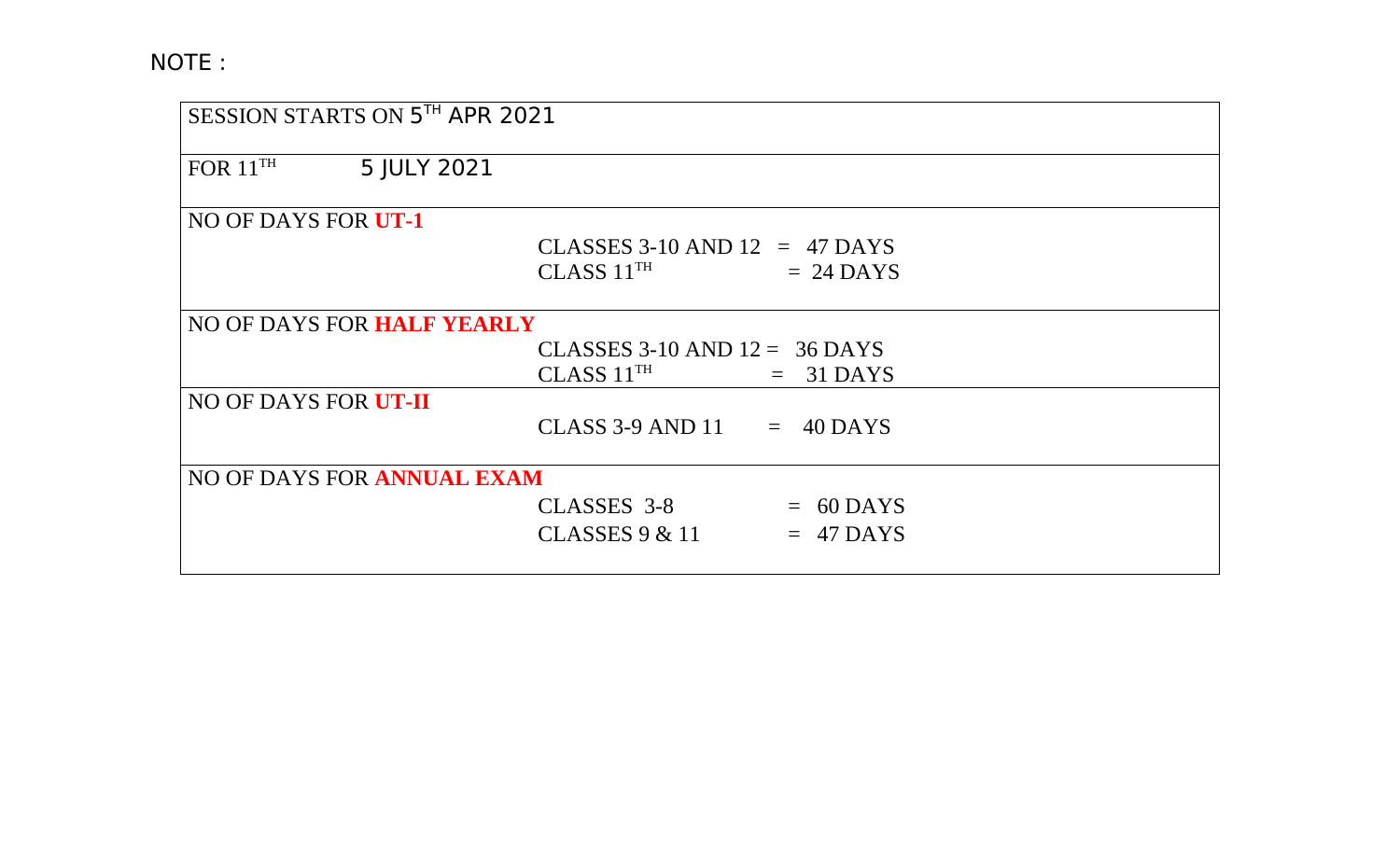NOTE :

| | | |
|---|---|---|
| SESSION STARTS ON 5TH APR 2021 | | |
| FOR 11TH 5 JULY 2021 | | |
| NO OF DAYS FOR **UT-1** | | |
| | CLASSES 3-10 AND 12 | = 47 DAYS |
| | CLASS 11TH | = 24 DAYS |
| NO OF DAYS FOR **HALF YEARLY** | | |
| | CLASSES 3-10 AND 12 | = 36 DAYS |
| | CLASS 11TH | = 31 DAYS |
| NO OF DAYS FOR **UT-II** | | |
| | CLASS 3-9 AND 11 | = 40 DAYS |
| NO OF DAYS FOR **ANNUAL EXAM** | | |
| | CLASSES 3-8 | = 60 DAYS |
| | CLASSES 9 & 11 | = 47 DAYS |